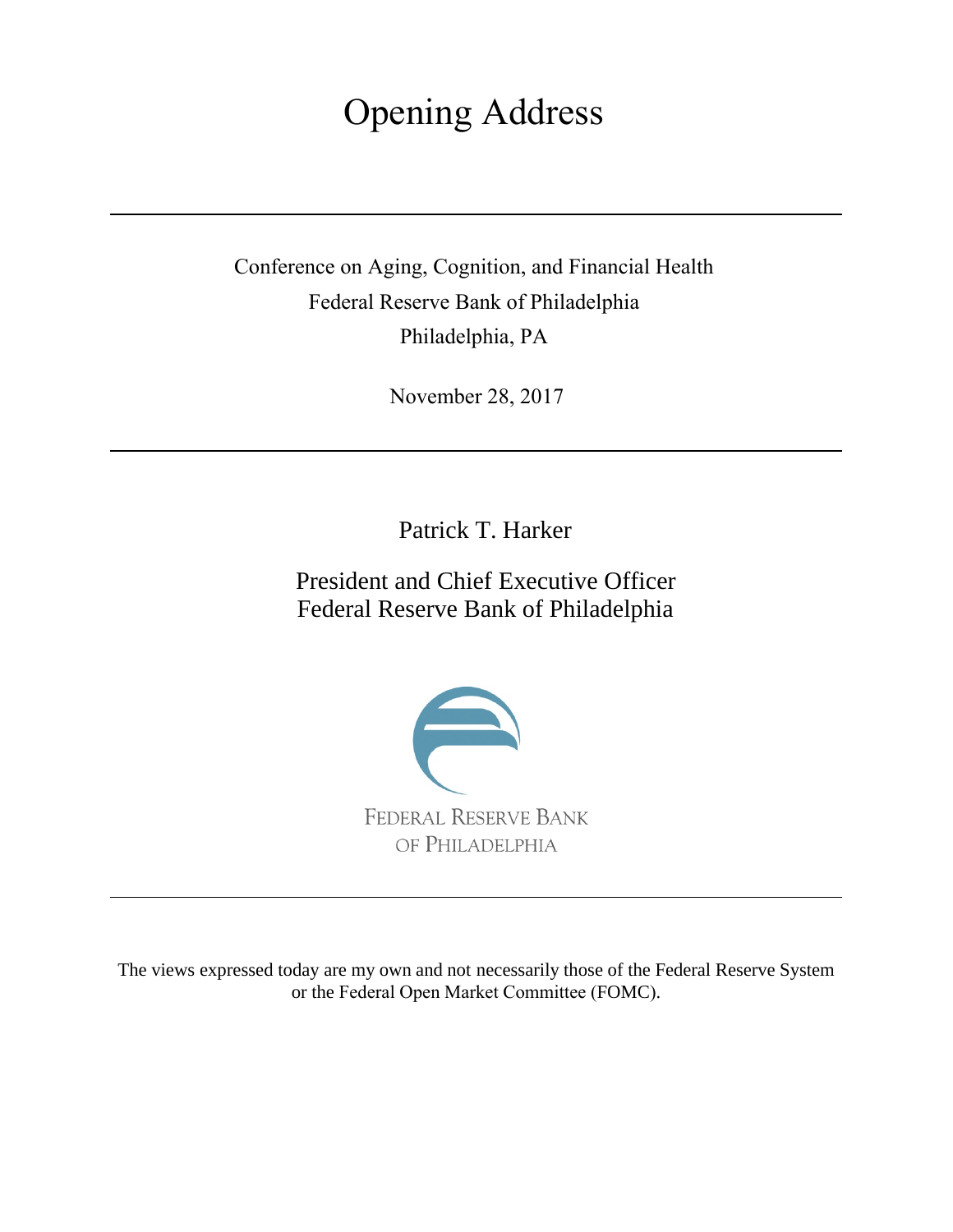# Opening Address

---

Conference on Aging, Cognition, and Financial Health

Federal Reserve Bank of Philadelphia

Philadelphia, PA

November 28, 2017

---

Patrick T. Harker

President and Chief Executive Officer

Federal Reserve Bank of Philadelphia

FEDERAL RESERVE BANK

OF PHILADELPHIA

---

The views expressed today are my own and not necessarily those of the Federal Reserve System or the Federal Open Market Committee (FOMC).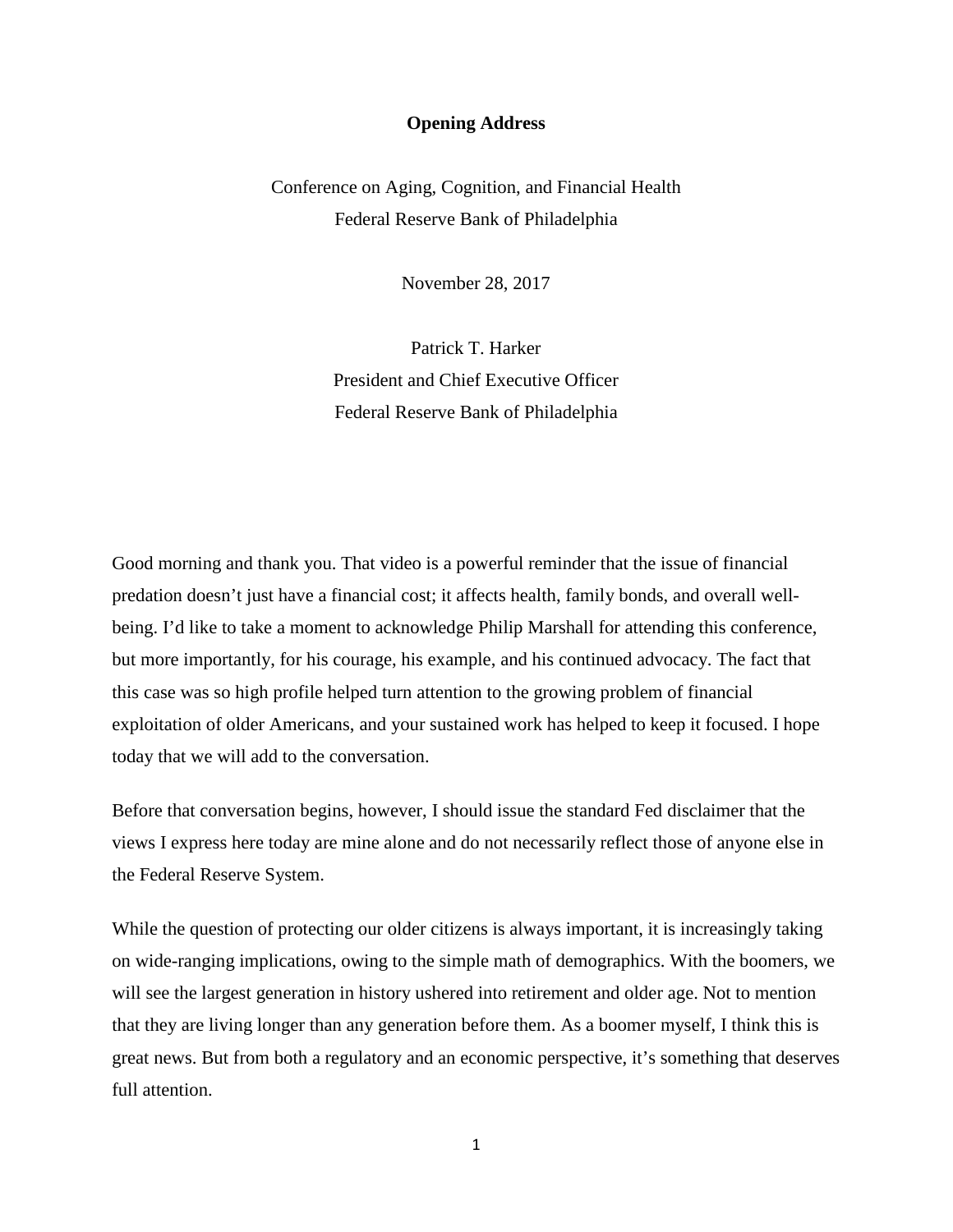**Opening Address**

Conference on Aging, Cognition, and Financial Health
Federal Reserve Bank of Philadelphia

November 28, 2017

Patrick T. Harker
President and Chief Executive Officer
Federal Reserve Bank of Philadelphia

Good morning and thank you. That video is a powerful reminder that the issue of financial predation doesn't just have a financial cost; it affects health, family bonds, and overall well-being. I'd like to take a moment to acknowledge Philip Marshall for attending this conference, but more importantly, for his courage, his example, and his continued advocacy. The fact that this case was so high profile helped turn attention to the growing problem of financial exploitation of older Americans, and your sustained work has helped to keep it focused. I hope today that we will add to the conversation.

Before that conversation begins, however, I should issue the standard Fed disclaimer that the views I express here today are mine alone and do not necessarily reflect those of anyone else in the Federal Reserve System.

While the question of protecting our older citizens is always important, it is increasingly taking on wide-ranging implications, owing to the simple math of demographics. With the boomers, we will see the largest generation in history ushered into retirement and older age. Not to mention that they are living longer than any generation before them. As a boomer myself, I think this is great news. But from both a regulatory and an economic perspective, it's something that deserves full attention.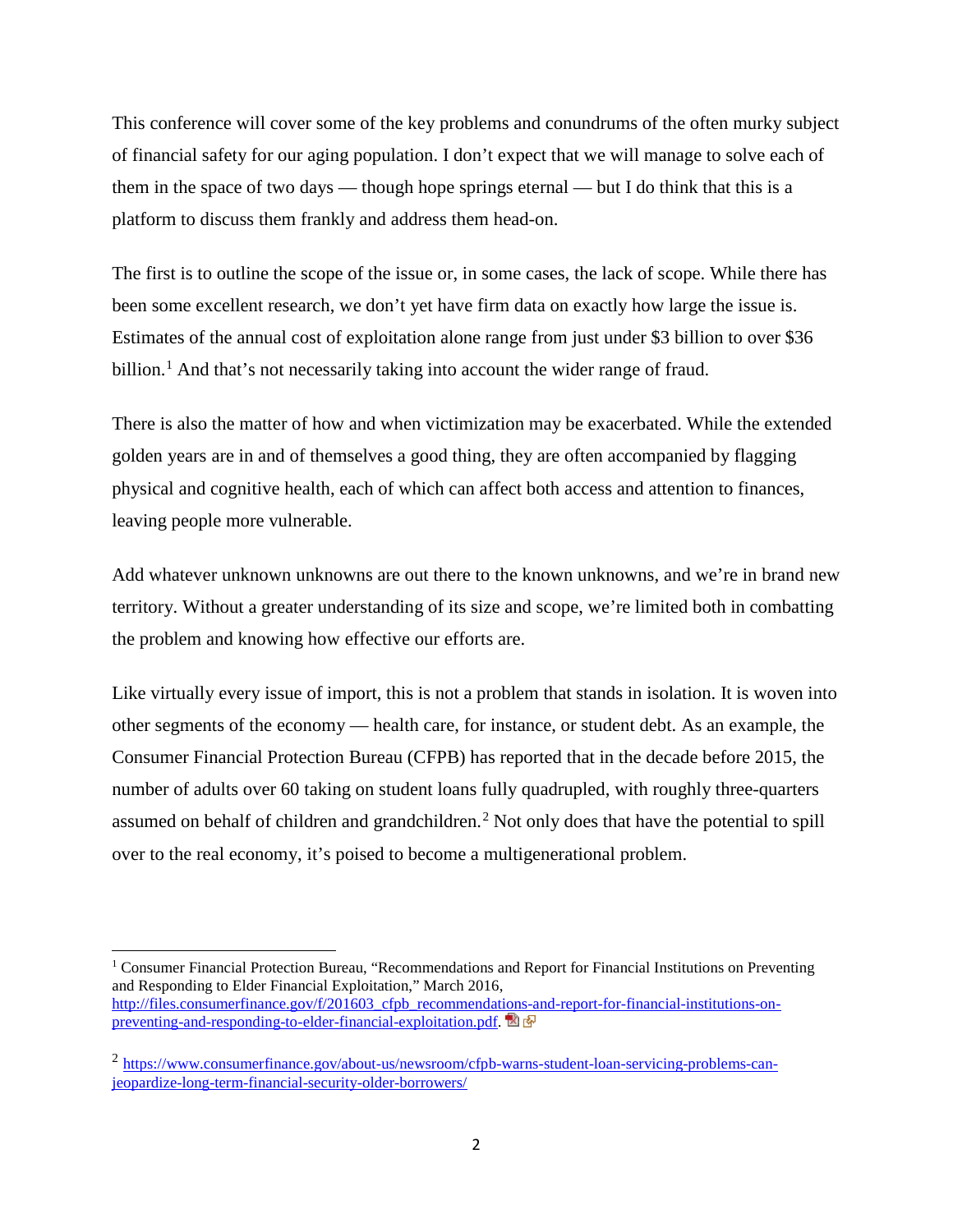This conference will cover some of the key problems and conundrums of the often murky subject of financial safety for our aging population. I don't expect that we will manage to solve each of them in the space of two days — though hope springs eternal — but I do think that this is a platform to discuss them frankly and address them head-on.

The first is to outline the scope of the issue or, in some cases, the lack of scope. While there has been some excellent research, we don't yet have firm data on exactly how large the issue is. Estimates of the annual cost of exploitation alone range from just under $3 billion to over $36 billion.[1] And that's not necessarily taking into account the wider range of fraud.

There is also the matter of how and when victimization may be exacerbated. While the extended golden years are in and of themselves a good thing, they are often accompanied by flagging physical and cognitive health, each of which can affect both access and attention to finances, leaving people more vulnerable.

Add whatever unknown unknowns are out there to the known unknowns, and we're in brand new territory. Without a greater understanding of its size and scope, we're limited both in combatting the problem and knowing how effective our efforts are.

Like virtually every issue of import, this is not a problem that stands in isolation. It is woven into other segments of the economy — health care, for instance, or student debt. As an example, the Consumer Financial Protection Bureau (CFPB) has reported that in the decade before 2015, the number of adults over 60 taking on student loans fully quadrupled, with roughly three-quarters assumed on behalf of children and grandchildren.[2] Not only does that have the potential to spill over to the real economy, it's poised to become a multigenerational problem.

---

[1] Consumer Financial Protection Bureau, "Recommendations and Report for Financial Institutions on Preventing and Responding to Elder Financial Exploitation," March 2016, http://files.consumerfinance.gov/f/201603_cfpb_recommendations-and-report-for-financial-institutions-on-preventing-and-responding-to-elder-financial-exploitation.pdf.

[2] https://www.consumerfinance.gov/about-us/newsroom/cfpb-warns-student-loan-servicing-problems-can-jeopardize-long-term-financial-security-older-borrowers/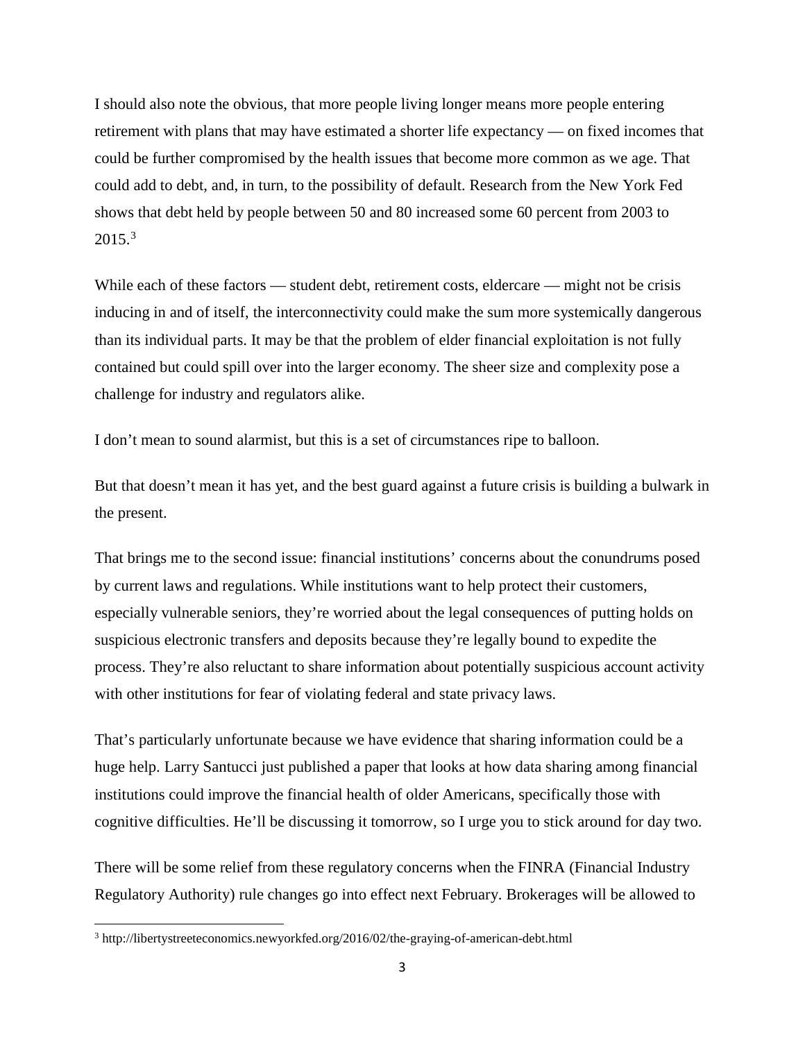I should also note the obvious, that more people living longer means more people entering retirement with plans that may have estimated a shorter life expectancy — on fixed incomes that could be further compromised by the health issues that become more common as we age. That could add to debt, and, in turn, to the possibility of default. Research from the New York Fed shows that debt held by people between 50 and 80 increased some 60 percent from 2003 to 2015.[3]

While each of these factors — student debt, retirement costs, eldercare — might not be crisis inducing in and of itself, the interconnectivity could make the sum more systemically dangerous than its individual parts. It may be that the problem of elder financial exploitation is not fully contained but could spill over into the larger economy. The sheer size and complexity pose a challenge for industry and regulators alike.

I don't mean to sound alarmist, but this is a set of circumstances ripe to balloon.

But that doesn't mean it has yet, and the best guard against a future crisis is building a bulwark in the present.

That brings me to the second issue: financial institutions' concerns about the conundrums posed by current laws and regulations. While institutions want to help protect their customers, especially vulnerable seniors, they're worried about the legal consequences of putting holds on suspicious electronic transfers and deposits because they're legally bound to expedite the process. They're also reluctant to share information about potentially suspicious account activity with other institutions for fear of violating federal and state privacy laws.

That's particularly unfortunate because we have evidence that sharing information could be a huge help. Larry Santucci just published a paper that looks at how data sharing among financial institutions could improve the financial health of older Americans, specifically those with cognitive difficulties. He'll be discussing it tomorrow, so I urge you to stick around for day two.

There will be some relief from these regulatory concerns when the FINRA (Financial Industry Regulatory Authority) rule changes go into effect next February. Brokerages will be allowed to

[3] http://libertystreeteconomics.newyorkfed.org/2016/02/the-graying-of-american-debt.html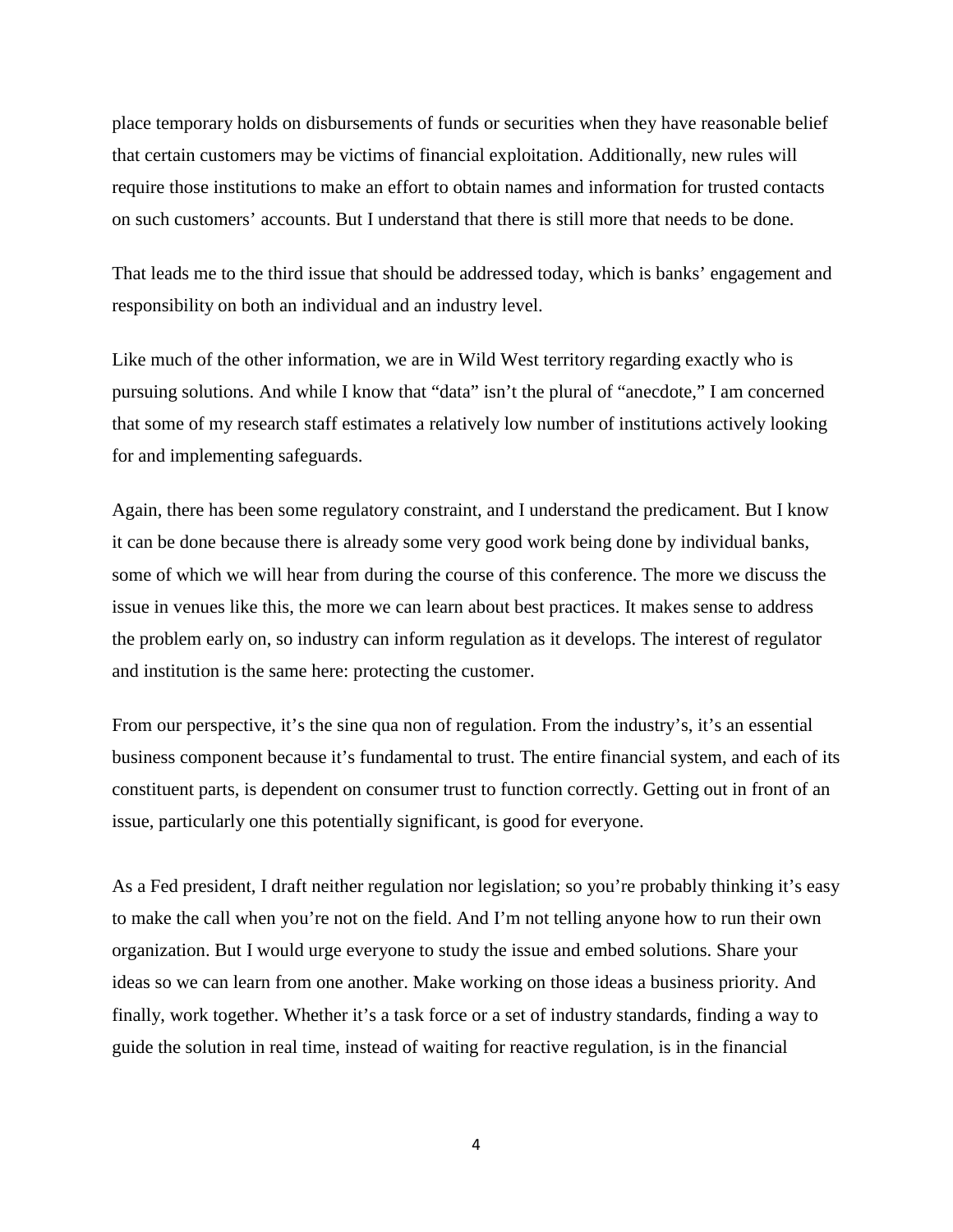place temporary holds on disbursements of funds or securities when they have reasonable belief that certain customers may be victims of financial exploitation. Additionally, new rules will require those institutions to make an effort to obtain names and information for trusted contacts on such customers' accounts. But I understand that there is still more that needs to be done.

That leads me to the third issue that should be addressed today, which is banks' engagement and responsibility on both an individual and an industry level.

Like much of the other information, we are in Wild West territory regarding exactly who is pursuing solutions. And while I know that "data" isn't the plural of "anecdote," I am concerned that some of my research staff estimates a relatively low number of institutions actively looking for and implementing safeguards.

Again, there has been some regulatory constraint, and I understand the predicament. But I know it can be done because there is already some very good work being done by individual banks, some of which we will hear from during the course of this conference. The more we discuss the issue in venues like this, the more we can learn about best practices. It makes sense to address the problem early on, so industry can inform regulation as it develops. The interest of regulator and institution is the same here: protecting the customer.

From our perspective, it's the sine qua non of regulation. From the industry's, it's an essential business component because it's fundamental to trust. The entire financial system, and each of its constituent parts, is dependent on consumer trust to function correctly. Getting out in front of an issue, particularly one this potentially significant, is good for everyone.

As a Fed president, I draft neither regulation nor legislation; so you're probably thinking it's easy to make the call when you're not on the field. And I'm not telling anyone how to run their own organization. But I would urge everyone to study the issue and embed solutions. Share your ideas so we can learn from one another. Make working on those ideas a business priority. And finally, work together. Whether it's a task force or a set of industry standards, finding a way to guide the solution in real time, instead of waiting for reactive regulation, is in the financial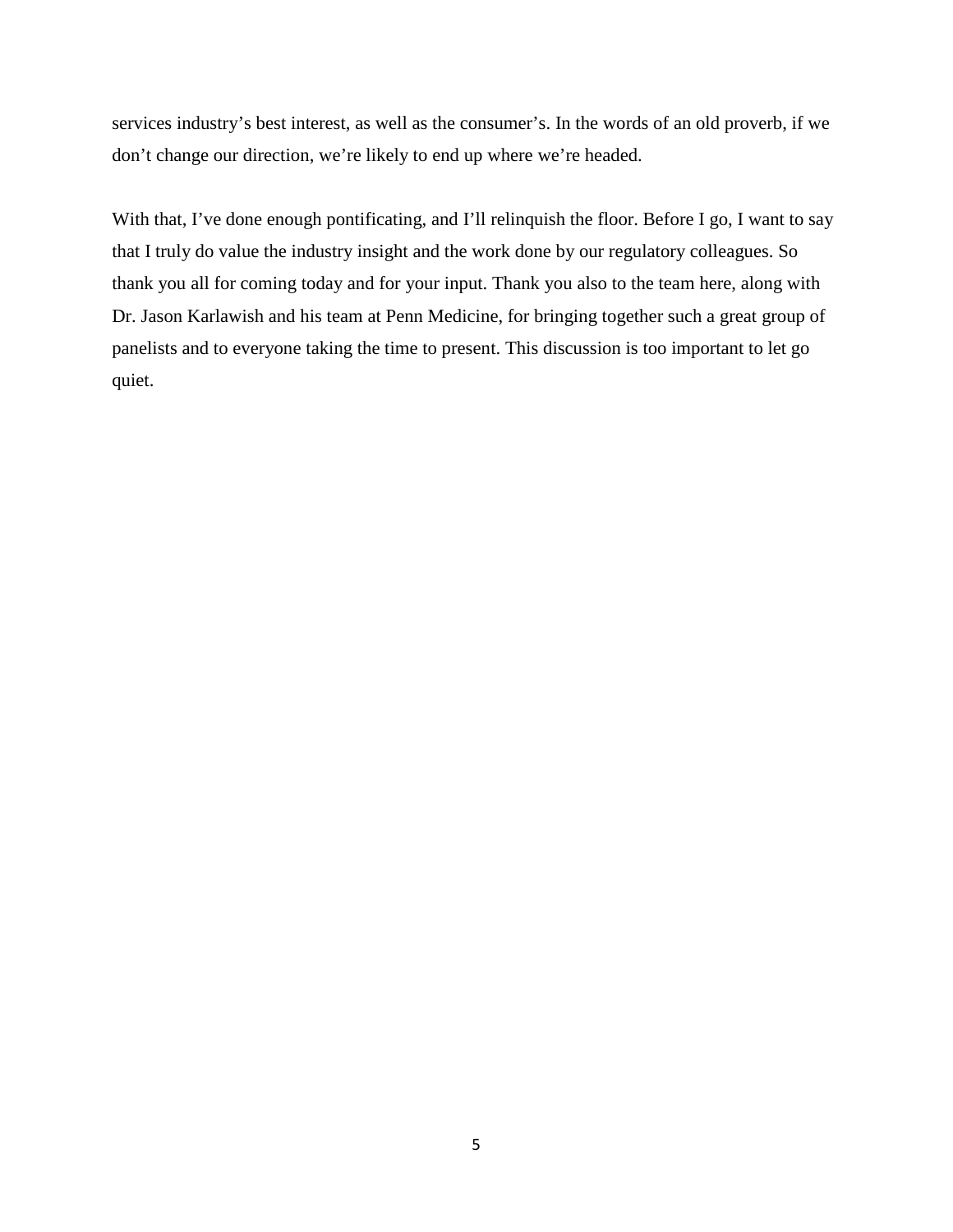services industry's best interest, as well as the consumer's. In the words of an old proverb, if we don't change our direction, we're likely to end up where we're headed.

With that, I've done enough pontificating, and I'll relinquish the floor. Before I go, I want to say that I truly do value the industry insight and the work done by our regulatory colleagues. So thank you all for coming today and for your input. Thank you also to the team here, along with Dr. Jason Karlawish and his team at Penn Medicine, for bringing together such a great group of panelists and to everyone taking the time to present. This discussion is too important to let go quiet.